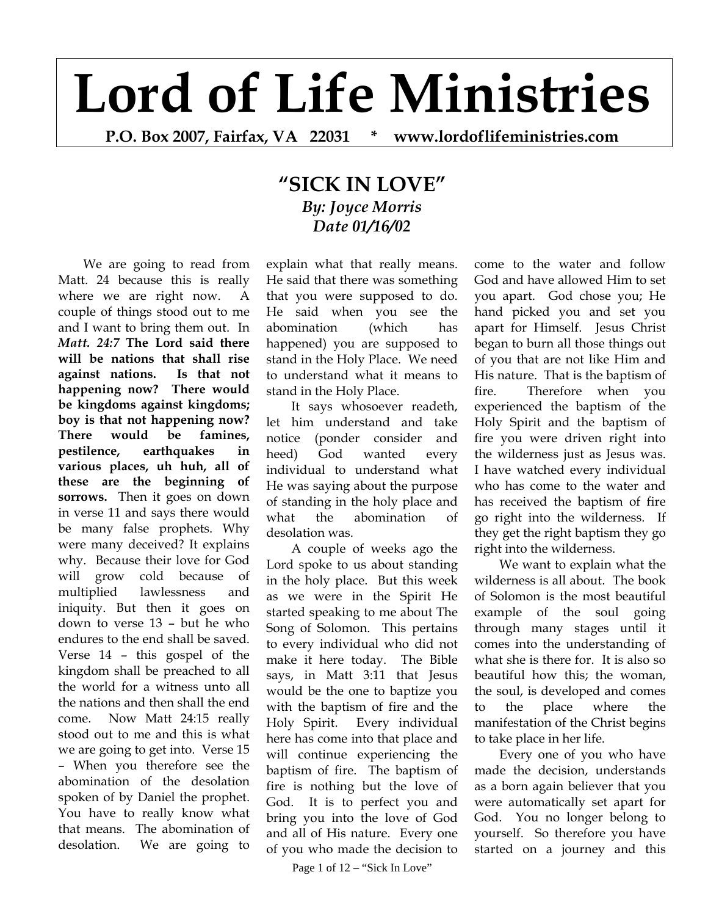# Lord of Life Ministries

**P.O. Box 2007, Fairfax, VA 22031 * www.lordoflifeministries.com**

## "SICK IN LOVE"

***By: Joyce Morris***
***Date 01/16/02***

We are going to read from Matt. 24 because this is really where we are right now. A couple of things stood out to me and I want to bring them out. In ***Matt. 24:7*** **The Lord said there will be nations that shall rise against nations. Is that not happening now? There would be kingdoms against kingdoms; boy is that not happening now? There would be famines, pestilence, earthquakes in various places, uh huh, all of these are the beginning of sorrows.** Then it goes on down in verse 11 and says there would be many false prophets. Why were many deceived? It explains why. Because their love for God will grow cold because of multiplied lawlessness and iniquity. But then it goes on down to verse 13 – but he who endures to the end shall be saved. Verse 14 – this gospel of the kingdom shall be preached to all the world for a witness unto all the nations and then shall the end come. Now Matt 24:15 really stood out to me and this is what we are going to get into. Verse 15 – When you therefore see the abomination of the desolation spoken of by Daniel the prophet. You have to really know what that means. The abomination of desolation. We are going to explain what that really means. He said that there was something that you were supposed to do. He said when you see the abomination (which has happened) you are supposed to stand in the Holy Place. We need to understand what it means to stand in the Holy Place.

It says whosoever readeth, let him understand and take notice (ponder consider and heed) God wanted every individual to understand what He was saying about the purpose of standing in the holy place and what the abomination of desolation was.

A couple of weeks ago the Lord spoke to us about standing in the holy place. But this week as we were in the Spirit He started speaking to me about The Song of Solomon. This pertains to every individual who did not make it here today. The Bible says, in Matt 3:11 that Jesus would be the one to baptize you with the baptism of fire and the Holy Spirit. Every individual here has come into that place and will continue experiencing the baptism of fire. The baptism of fire is nothing but the love of God. It is to perfect you and bring you into the love of God and all of His nature. Every one of you who made the decision to come to the water and follow God and have allowed Him to set you apart. God chose you; He hand picked you and set you apart for Himself. Jesus Christ began to burn all those things out of you that are not like Him and His nature. That is the baptism of fire. Therefore when you experienced the baptism of the Holy Spirit and the baptism of fire you were driven right into the wilderness just as Jesus was. I have watched every individual who has come to the water and has received the baptism of fire go right into the wilderness. If they get the right baptism they go right into the wilderness.

We want to explain what the wilderness is all about. The book of Solomon is the most beautiful example of the soul going through many stages until it comes into the understanding of what she is there for. It is also so beautiful how this; the woman, the soul, is developed and comes to the place where the manifestation of the Christ begins to take place in her life.

Every one of you who have made the decision, understands as a born again believer that you were automatically set apart for God. You no longer belong to yourself. So therefore you have started on a journey and this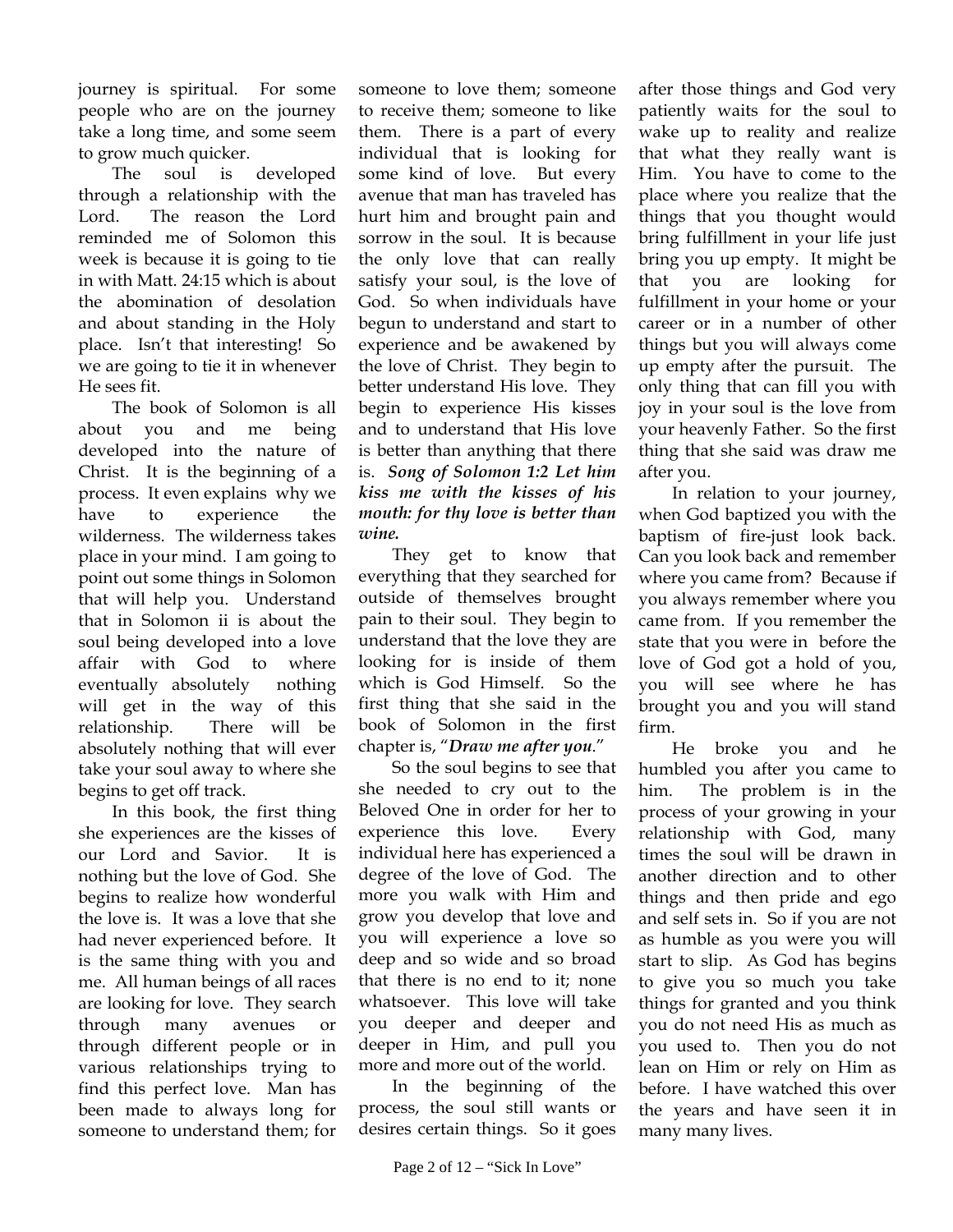journey is spiritual. For some people who are on the journey take a long time, and some seem to grow much quicker.

The soul is developed through a relationship with the Lord. The reason the Lord reminded me of Solomon this week is because it is going to tie in with Matt. 24:15 which is about the abomination of desolation and about standing in the Holy place. Isn't that interesting! So we are going to tie it in whenever He sees fit.

The book of Solomon is all about you and me being developed into the nature of Christ. It is the beginning of a process. It even explains why we have to experience the wilderness. The wilderness takes place in your mind. I am going to point out some things in Solomon that will help you. Understand that in Solomon ii is about the soul being developed into a love affair with God to where eventually absolutely nothing will get in the way of this relationship. There will be absolutely nothing that will ever take your soul away to where she begins to get off track.

In this book, the first thing she experiences are the kisses of our Lord and Savior. It is nothing but the love of God. She begins to realize how wonderful the love is. It was a love that she had never experienced before. It is the same thing with you and me. All human beings of all races are looking for love. They search through many avenues or through different people or in various relationships trying to find this perfect love. Man has been made to always long for someone to understand them; for someone to love them; someone to receive them; someone to like them. There is a part of every individual that is looking for some kind of love. But every avenue that man has traveled has hurt him and brought pain and sorrow in the soul. It is because the only love that can really satisfy your soul, is the love of God. So when individuals have begun to understand and start to experience and be awakened by the love of Christ. They begin to better understand His love. They begin to experience His kisses and to understand that His love is better than anything that there is. ***Song of Solomon 1:2 Let him kiss me with the kisses of his mouth: for thy love is better than wine.***

They get to know that everything that they searched for outside of themselves brought pain to their soul. They begin to understand that the love they are looking for is inside of them which is God Himself. So the first thing that she said in the book of Solomon in the first chapter is, "***Draw me after you***."

So the soul begins to see that she needed to cry out to the Beloved One in order for her to experience this love. Every individual here has experienced a degree of the love of God. The more you walk with Him and grow you develop that love and you will experience a love so deep and so wide and so broad that there is no end to it; none whatsoever. This love will take you deeper and deeper and deeper in Him, and pull you more and more out of the world.

In the beginning of the process, the soul still wants or desires certain things. So it goes after those things and God very patiently waits for the soul to wake up to reality and realize that what they really want is Him. You have to come to the place where you realize that the things that you thought would bring fulfillment in your life just bring you up empty. It might be that you are looking for fulfillment in your home or your career or in a number of other things but you will always come up empty after the pursuit. The only thing that can fill you with joy in your soul is the love from your heavenly Father. So the first thing that she said was draw me after you.

In relation to your journey, when God baptized you with the baptism of fire-just look back. Can you look back and remember where you came from? Because if you always remember where you came from. If you remember the state that you were in before the love of God got a hold of you, you will see where he has brought you and you will stand firm.

He broke you and he humbled you after you came to him. The problem is in the process of your growing in your relationship with God, many times the soul will be drawn in another direction and to other things and then pride and ego and self sets in. So if you are not as humble as you were you will start to slip. As God has begins to give you so much you take things for granted and you think you do not need His as much as you used to. Then you do not lean on Him or rely on Him as before. I have watched this over the years and have seen it in many many lives.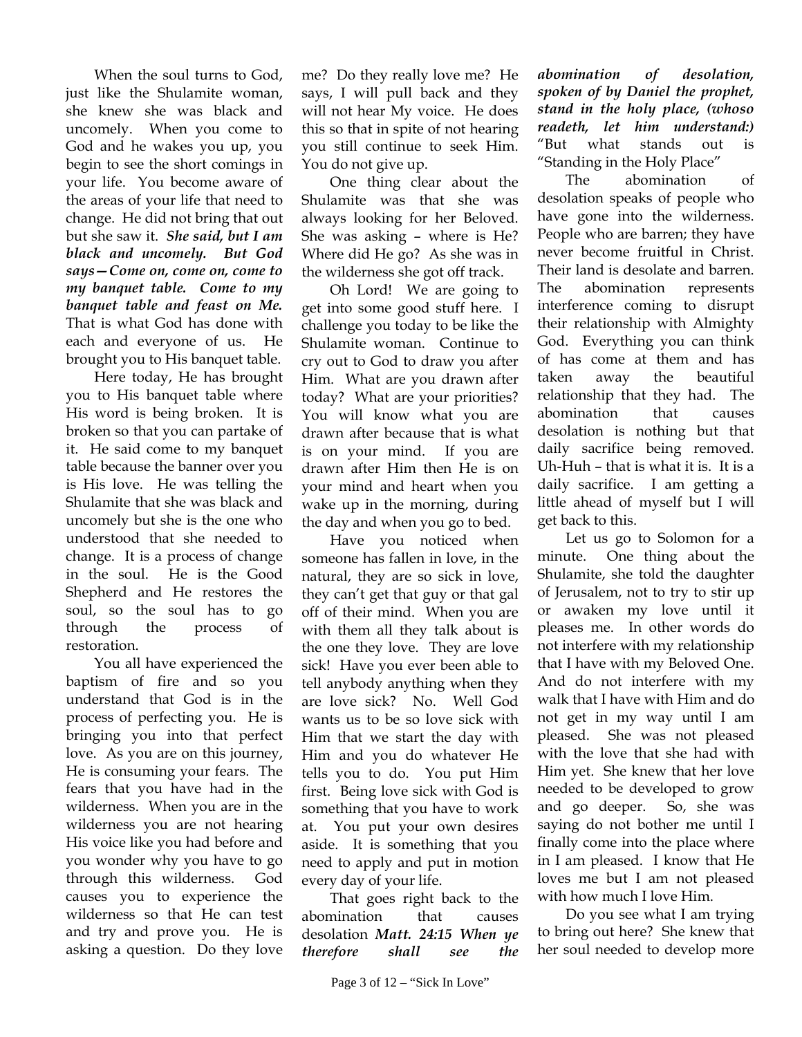When the soul turns to God, just like the Shulamite woman, she knew she was black and uncomely. When you come to God and he wakes you up, you begin to see the short comings in your life. You become aware of the areas of your life that need to change. He did not bring that out but she saw it. ***She said, but I am black and uncomely. But God says—Come on, come on, come to my banquet table. Come to my banquet table and feast on Me.*** That is what God has done with each and everyone of us. He brought you to His banquet table.

Here today, He has brought you to His banquet table where His word is being broken. It is broken so that you can partake of it. He said come to my banquet table because the banner over you is His love. He was telling the Shulamite that she was black and uncomely but she is the one who understood that she needed to change. It is a process of change in the soul. He is the Good Shepherd and He restores the soul, so the soul has to go through the process of restoration.

You all have experienced the baptism of fire and so you understand that God is in the process of perfecting you. He is bringing you into that perfect love. As you are on this journey, He is consuming your fears. The fears that you have had in the wilderness. When you are in the wilderness you are not hearing His voice like you had before and you wonder why you have to go through this wilderness. God causes you to experience the wilderness so that He can test and try and prove you. He is asking a question. Do they love me? Do they really love me? He says, I will pull back and they will not hear My voice. He does this so that in spite of not hearing you still continue to seek Him. You do not give up.

One thing clear about the Shulamite was that she was always looking for her Beloved. She was asking – where is He? Where did He go? As she was in the wilderness she got off track.

Oh Lord! We are going to get into some good stuff here. I challenge you today to be like the Shulamite woman. Continue to cry out to God to draw you after Him. What are you drawn after today? What are your priorities? You will know what you are drawn after because that is what is on your mind. If you are drawn after Him then He is on your mind and heart when you wake up in the morning, during the day and when you go to bed.

Have you noticed when someone has fallen in love, in the natural, they are so sick in love, they can't get that guy or that gal off of their mind. When you are with them all they talk about is the one they love. They are love sick! Have you ever been able to tell anybody anything when they are love sick? No. Well God wants us to be so love sick with Him that we start the day with Him and you do whatever He tells you to do. You put Him first. Being love sick with God is something that you have to work at. You put your own desires aside. It is something that you need to apply and put in motion every day of your life.

That goes right back to the abomination that causes desolation ***Matt. 24:15 When ye therefore shall see the abomination of desolation, spoken of by Daniel the prophet, stand in the holy place, (whoso readeth, let him understand:)*** "But what stands out is "Standing in the Holy Place"

The abomination of desolation speaks of people who have gone into the wilderness. People who are barren; they have never become fruitful in Christ. Their land is desolate and barren. The abomination represents interference coming to disrupt their relationship with Almighty God. Everything you can think of has come at them and has taken away the beautiful relationship that they had. The abomination that causes desolation is nothing but that daily sacrifice being removed. Uh-Huh – that is what it is. It is a daily sacrifice. I am getting a little ahead of myself but I will get back to this.

Let us go to Solomon for a minute. One thing about the Shulamite, she told the daughter of Jerusalem, not to try to stir up or awaken my love until it pleases me. In other words do not interfere with my relationship that I have with my Beloved One. And do not interfere with my walk that I have with Him and do not get in my way until I am pleased. She was not pleased with the love that she had with Him yet. She knew that her love needed to be developed to grow and go deeper. So, she was saying do not bother me until I finally come into the place where in I am pleased. I know that He loves me but I am not pleased with how much I love Him.

Do you see what I am trying to bring out here? She knew that her soul needed to develop more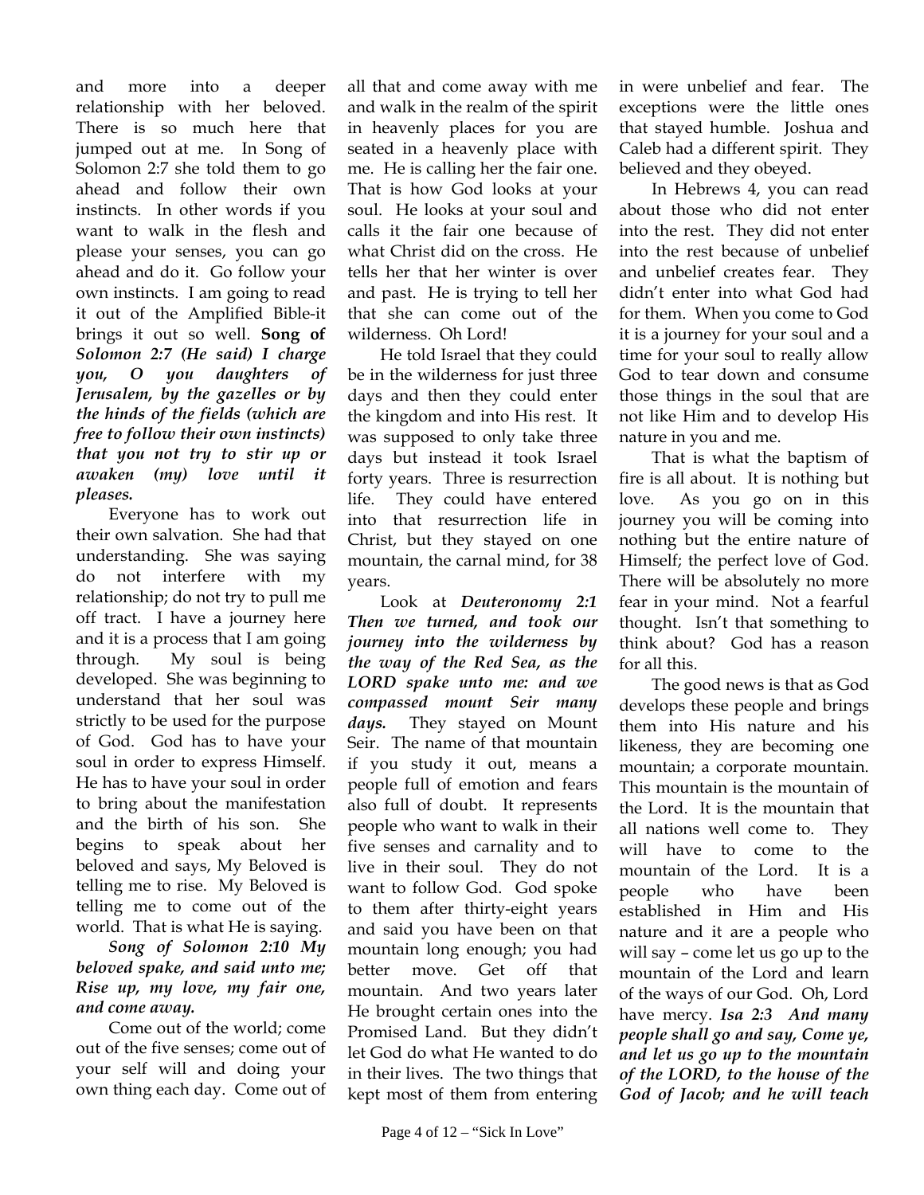and more into a deeper relationship with her beloved. There is so much here that jumped out at me. In Song of Solomon 2:7 she told them to go ahead and follow their own instincts. In other words if you want to walk in the flesh and please your senses, you can go ahead and do it. Go follow your own instincts. I am going to read it out of the Amplified Bible-it brings it out so well. **Song of Solomon 2:7 *(He said) I charge you, O you daughters of Jerusalem, by the gazelles or by the hinds of the fields (which are free to follow their own instincts) that you not try to stir up or awaken (my) love until it pleases.***

Everyone has to work out their own salvation. She had that understanding. She was saying do not interfere with my relationship; do not try to pull me off tract. I have a journey here and it is a process that I am going through. My soul is being developed. She was beginning to understand that her soul was strictly to be used for the purpose of God. God has to have your soul in order to express Himself. He has to have your soul in order to bring about the manifestation and the birth of his son. She begins to speak about her beloved and says, My Beloved is telling me to rise. My Beloved is telling me to come out of the world. That is what He is saying.

***Song of Solomon 2:10 My beloved spake, and said unto me; Rise up, my love, my fair one, and come away.***

Come out of the world; come out of the five senses; come out of your self will and doing your own thing each day. Come out of all that and come away with me and walk in the realm of the spirit in heavenly places for you are seated in a heavenly place with me. He is calling her the fair one. That is how God looks at your soul. He looks at your soul and calls it the fair one because of what Christ did on the cross. He tells her that her winter is over and past. He is trying to tell her that she can come out of the wilderness. Oh Lord!

He told Israel that they could be in the wilderness for just three days and then they could enter the kingdom and into His rest. It was supposed to only take three days but instead it took Israel forty years. Three is resurrection life. They could have entered into that resurrection life in Christ, but they stayed on one mountain, the carnal mind, for 38 years.

Look at ***Deuteronomy 2:1 Then we turned, and took our journey into the wilderness by the way of the Red Sea, as the LORD spake unto me: and we compassed mount Seir many days.*** They stayed on Mount Seir. The name of that mountain if you study it out, means a people full of emotion and fears also full of doubt. It represents people who want to walk in their five senses and carnality and to live in their soul. They do not want to follow God. God spoke to them after thirty-eight years and said you have been on that mountain long enough; you had better move. Get off that mountain. And two years later He brought certain ones into the Promised Land. But they didn't let God do what He wanted to do in their lives. The two things that kept most of them from entering in were unbelief and fear. The exceptions were the little ones that stayed humble. Joshua and Caleb had a different spirit. They believed and they obeyed.

In Hebrews 4, you can read about those who did not enter into the rest. They did not enter into the rest because of unbelief and unbelief creates fear. They didn't enter into what God had for them. When you come to God it is a journey for your soul and a time for your soul to really allow God to tear down and consume those things in the soul that are not like Him and to develop His nature in you and me.

That is what the baptism of fire is all about. It is nothing but love. As you go on in this journey you will be coming into nothing but the entire nature of Himself; the perfect love of God. There will be absolutely no more fear in your mind. Not a fearful thought. Isn't that something to think about? God has a reason for all this.

The good news is that as God develops these people and brings them into His nature and his likeness, they are becoming one mountain; a corporate mountain. This mountain is the mountain of the Lord. It is the mountain that all nations well come to. They will have to come to the mountain of the Lord. It is a people who have been established in Him and His nature and it are a people who will say – come let us go up to the mountain of the Lord and learn of the ways of our God. Oh, Lord have mercy. ***Isa 2:3 And many people shall go and say, Come ye, and let us go up to the mountain of the LORD, to the house of the God of Jacob; and he will teach***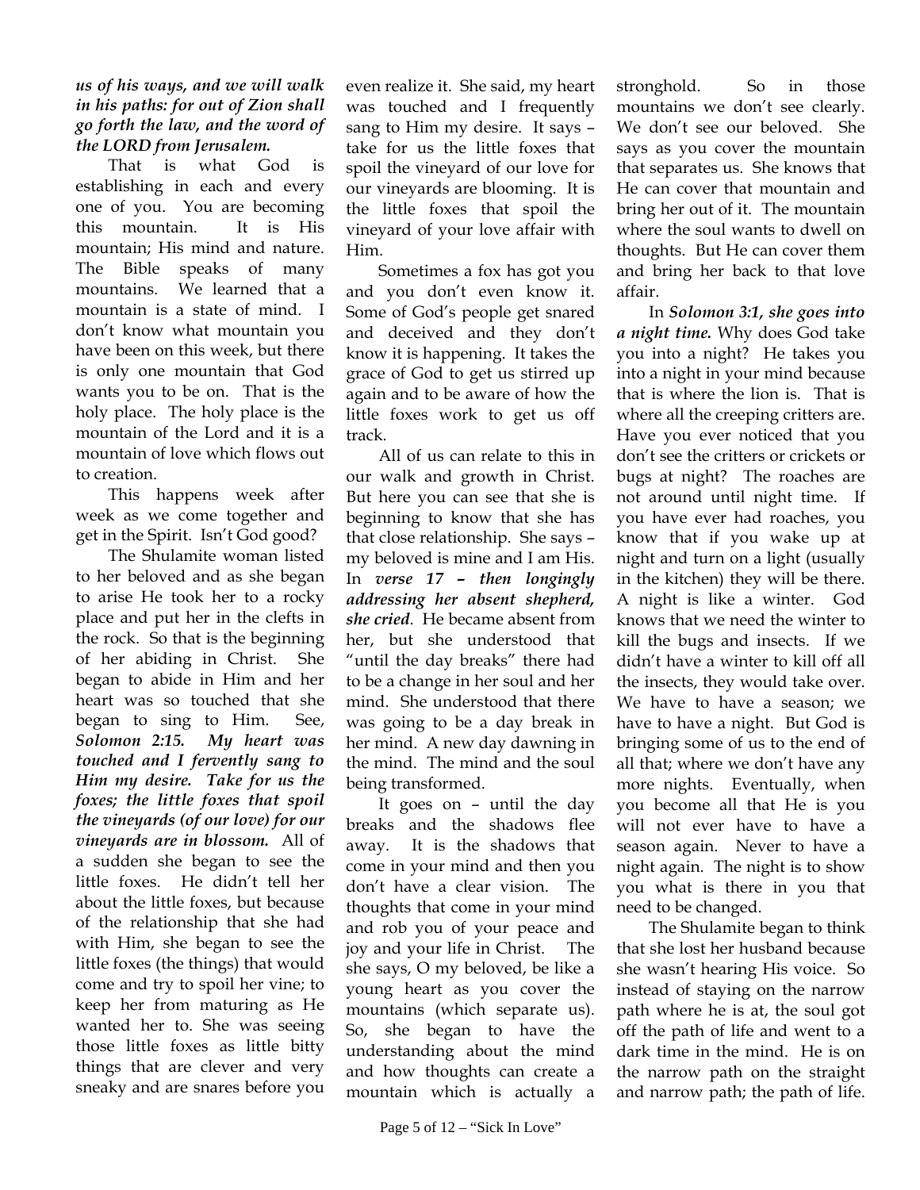***us of his ways, and we will walk in his paths: for out of Zion shall go forth the law, and the word of the LORD from Jerusalem.***

That is what God is establishing in each and every one of you. You are becoming this mountain. It is His mountain; His mind and nature. The Bible speaks of many mountains. We learned that a mountain is a state of mind. I don't know what mountain you have been on this week, but there is only one mountain that God wants you to be on. That is the holy place. The holy place is the mountain of the Lord and it is a mountain of love which flows out to creation.

This happens week after week as we come together and get in the Spirit. Isn't God good?

The Shulamite woman listed to her beloved and as she began to arise He took her to a rocky place and put her in the clefts in the rock. So that is the beginning of her abiding in Christ. She began to abide in Him and her heart was so touched that she began to sing to Him. See, ***Solomon 2:15. My heart was touched and I fervently sang to Him my desire. Take for us the foxes; the little foxes that spoil the vineyards (of our love) for our vineyards are in blossom.*** All of a sudden she began to see the little foxes. He didn't tell her about the little foxes, but because of the relationship that she had with Him, she began to see the little foxes (the things) that would come and try to spoil her vine; to keep her from maturing as He wanted her to. She was seeing those little foxes as little bitty things that are clever and very sneaky and are snares before you even realize it. She said, my heart was touched and I frequently sang to Him my desire. It says – take for us the little foxes that spoil the vineyard of our love for our vineyards are blooming. It is the little foxes that spoil the vineyard of your love affair with Him.

Sometimes a fox has got you and you don't even know it. Some of God's people get snared and deceived and they don't know it is happening. It takes the grace of God to get us stirred up again and to be aware of how the little foxes work to get us off track.

All of us can relate to this in our walk and growth in Christ. But here you can see that she is beginning to know that she has that close relationship. She says – my beloved is mine and I am His. In ***verse 17 – then longingly addressing her absent shepherd, she cried***. He became absent from her, but she understood that "until the day breaks" there had to be a change in her soul and her mind. She understood that there was going to be a day break in her mind. A new day dawning in the mind. The mind and the soul being transformed.

It goes on – until the day breaks and the shadows flee away. It is the shadows that come in your mind and then you don't have a clear vision. The thoughts that come in your mind and rob you of your peace and joy and your life in Christ. The she says, O my beloved, be like a young heart as you cover the mountains (which separate us). So, she began to have the understanding about the mind and how thoughts can create a mountain which is actually a stronghold. So in those mountains we don't see clearly. We don't see our beloved. She says as you cover the mountain that separates us. She knows that He can cover that mountain and bring her out of it. The mountain where the soul wants to dwell on thoughts. But He can cover them and bring her back to that love affair.

In ***Solomon 3:1, she goes into a night time.*** Why does God take you into a night? He takes you into a night in your mind because that is where the lion is. That is where all the creeping critters are. Have you ever noticed that you don't see the critters or crickets or bugs at night? The roaches are not around until night time. If you have ever had roaches, you know that if you wake up at night and turn on a light (usually in the kitchen) they will be there. A night is like a winter. God knows that we need the winter to kill the bugs and insects. If we didn't have a winter to kill off all the insects, they would take over. We have to have a season; we have to have a night. But God is bringing some of us to the end of all that; where we don't have any more nights. Eventually, when you become all that He is you will not ever have to have a season again. Never to have a night again. The night is to show you what is there in you that need to be changed.

The Shulamite began to think that she lost her husband because she wasn't hearing His voice. So instead of staying on the narrow path where he is at, the soul got off the path of life and went to a dark time in the mind. He is on the narrow path on the straight and narrow path; the path of life.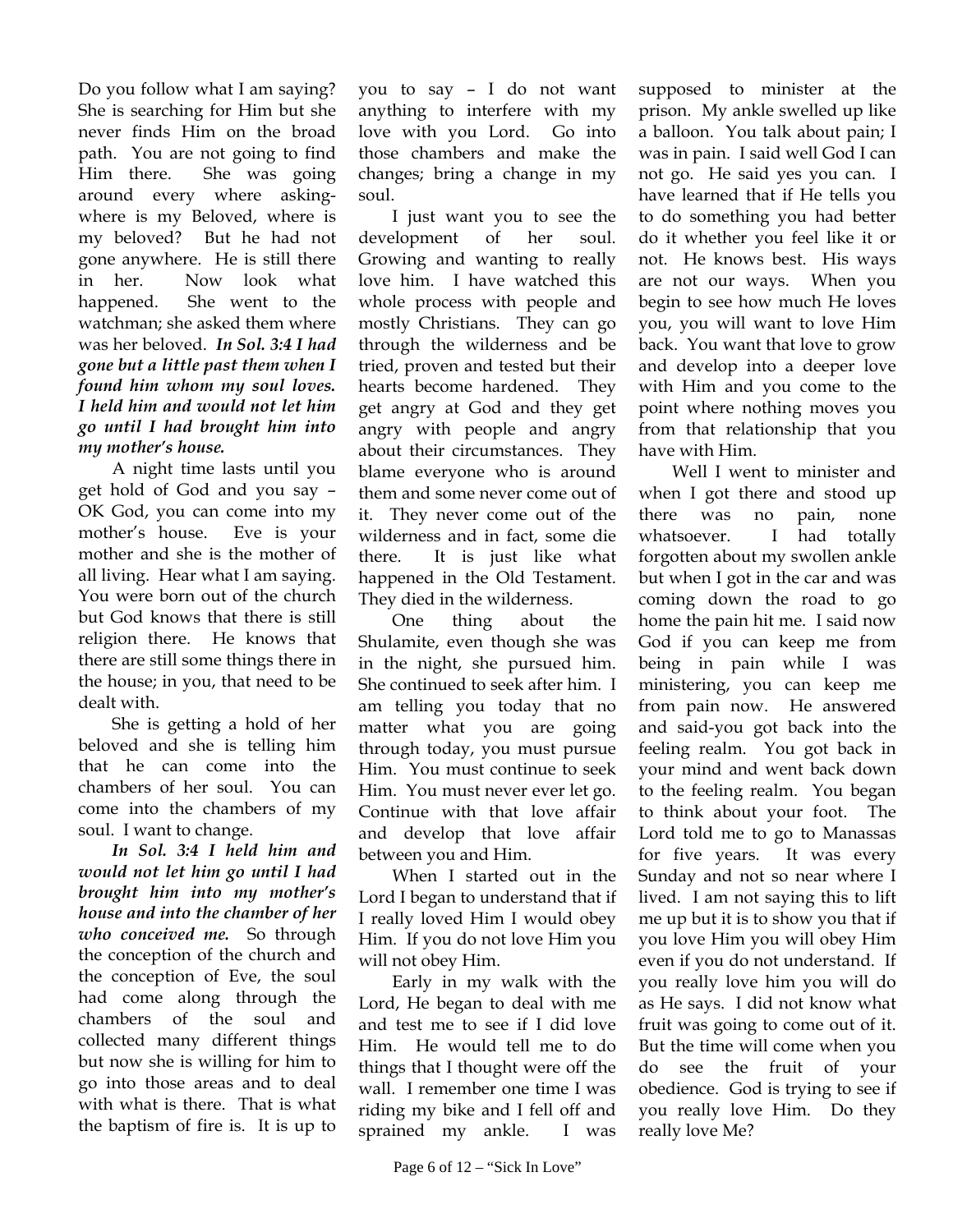Do you follow what I am saying? She is searching for Him but she never finds Him on the broad path. You are not going to find Him there. She was going around every where asking-where is my Beloved, where is my beloved? But he had not gone anywhere. He is still there in her. Now look what happened. She went to the watchman; she asked them where was her beloved. ***In Sol. 3:4 I had gone but a little past them when I found him whom my soul loves. I held him and would not let him go until I had brought him into my mother's house.***

A night time lasts until you get hold of God and you say – OK God, you can come into my mother's house. Eve is your mother and she is the mother of all living. Hear what I am saying. You were born out of the church but God knows that there is still religion there. He knows that there are still some things there in the house; in you, that need to be dealt with.

She is getting a hold of her beloved and she is telling him that he can come into the chambers of her soul. You can come into the chambers of my soul. I want to change.

***In Sol. 3:4 I held him and would not let him go until I had brought him into my mother's house and into the chamber of her who conceived me.*** So through the conception of the church and the conception of Eve, the soul had come along through the chambers of the soul and collected many different things but now she is willing for him to go into those areas and to deal with what is there. That is what the baptism of fire is. It is up to you to say – I do not want anything to interfere with my love with you Lord. Go into those chambers and make the changes; bring a change in my soul.

I just want you to see the development of her soul. Growing and wanting to really love him. I have watched this whole process with people and mostly Christians. They can go through the wilderness and be tried, proven and tested but their hearts become hardened. They get angry at God and they get angry with people and angry about their circumstances. They blame everyone who is around them and some never come out of it. They never come out of the wilderness and in fact, some die there. It is just like what happened in the Old Testament. They died in the wilderness.

One thing about the Shulamite, even though she was in the night, she pursued him. She continued to seek after him. I am telling you today that no matter what you are going through today, you must pursue Him. You must continue to seek Him. You must never ever let go. Continue with that love affair and develop that love affair between you and Him.

When I started out in the Lord I began to understand that if I really loved Him I would obey Him. If you do not love Him you will not obey Him.

Early in my walk with the Lord, He began to deal with me and test me to see if I did love Him. He would tell me to do things that I thought were off the wall. I remember one time I was riding my bike and I fell off and sprained my ankle. I was supposed to minister at the prison. My ankle swelled up like a balloon. You talk about pain; I was in pain. I said well God I can not go. He said yes you can. I have learned that if He tells you to do something you had better do it whether you feel like it or not. He knows best. His ways are not our ways. When you begin to see how much He loves you, you will want to love Him back. You want that love to grow and develop into a deeper love with Him and you come to the point where nothing moves you from that relationship that you have with Him.

Well I went to minister and when I got there and stood up there was no pain, none whatsoever. I had totally forgotten about my swollen ankle but when I got in the car and was coming down the road to go home the pain hit me. I said now God if you can keep me from being in pain while I was ministering, you can keep me from pain now. He answered and said-you got back into the feeling realm. You got back in your mind and went back down to the feeling realm. You began to think about your foot. The Lord told me to go to Manassas for five years. It was every Sunday and not so near where I lived. I am not saying this to lift me up but it is to show you that if you love Him you will obey Him even if you do not understand. If you really love him you will do as He says. I did not know what fruit was going to come out of it. But the time will come when you do see the fruit of your obedience. God is trying to see if you really love Him. Do they really love Me?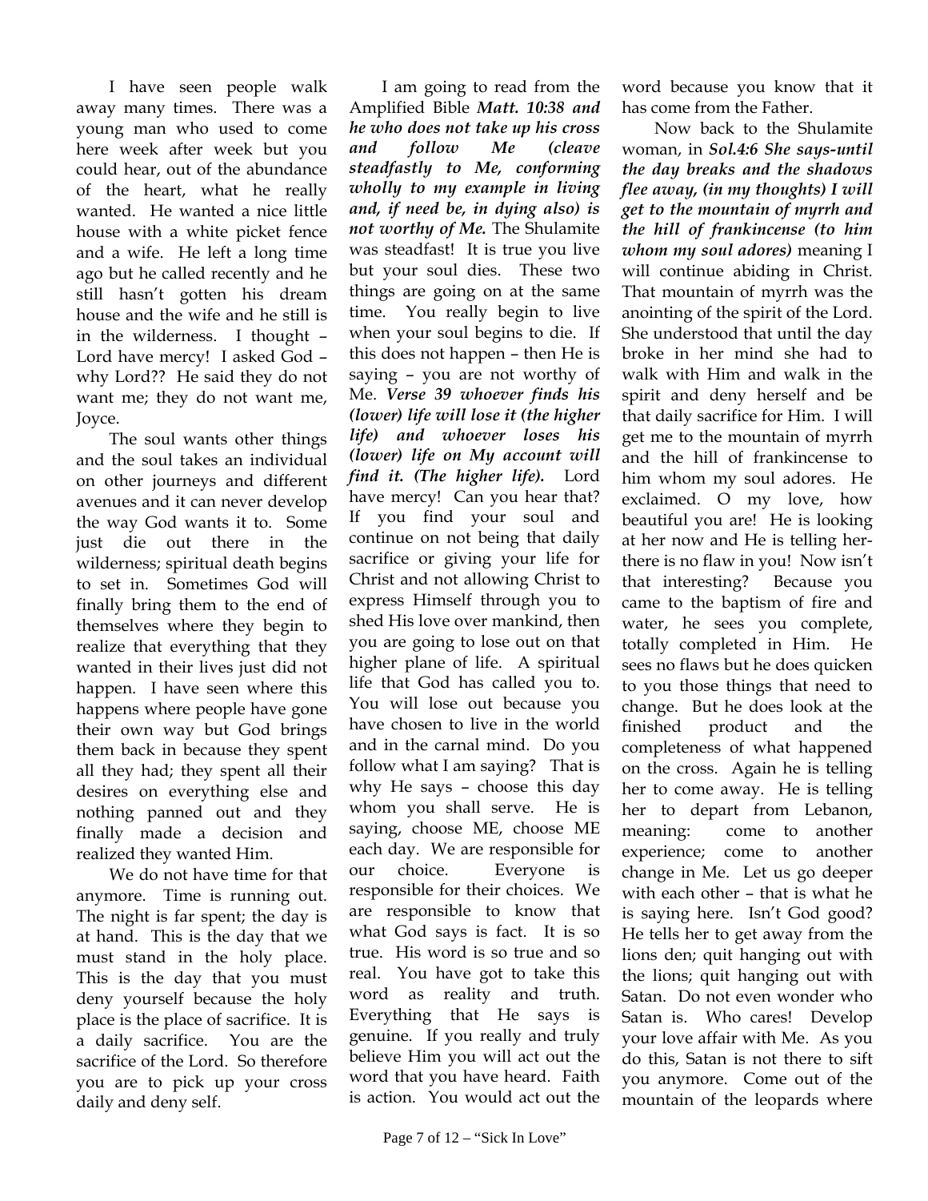I have seen people walk away many times. There was a young man who used to come here week after week but you could hear, out of the abundance of the heart, what he really wanted. He wanted a nice little house with a white picket fence and a wife. He left a long time ago but he called recently and he still hasn't gotten his dream house and the wife and he still is in the wilderness. I thought – Lord have mercy! I asked God – why Lord?? He said they do not want me; they do not want me, Joyce.

The soul wants other things and the soul takes an individual on other journeys and different avenues and it can never develop the way God wants it to. Some just die out there in the wilderness; spiritual death begins to set in. Sometimes God will finally bring them to the end of themselves where they begin to realize that everything that they wanted in their lives just did not happen. I have seen where this happens where people have gone their own way but God brings them back in because they spent all they had; they spent all their desires on everything else and nothing panned out and they finally made a decision and realized they wanted Him.

We do not have time for that anymore. Time is running out. The night is far spent; the day is at hand. This is the day that we must stand in the holy place. This is the day that you must deny yourself because the holy place is the place of sacrifice. It is a daily sacrifice. You are the sacrifice of the Lord. So therefore you are to pick up your cross daily and deny self.

I am going to read from the Amplified Bible ***Matt. 10:38 and he who does not take up his cross and follow Me (cleave steadfastly to Me, conforming wholly to my example in living and, if need be, in dying also) is not worthy of Me.*** The Shulamite was steadfast! It is true you live but your soul dies. These two things are going on at the same time. You really begin to live when your soul begins to die. If this does not happen – then He is saying – you are not worthy of Me. ***Verse 39 whoever finds his (lower) life will lose it (the higher life) and whoever loses his (lower) life on My account will find it. (The higher life).*** Lord have mercy! Can you hear that? If you find your soul and continue on not being that daily sacrifice or giving your life for Christ and not allowing Christ to express Himself through you to shed His love over mankind, then you are going to lose out on that higher plane of life. A spiritual life that God has called you to. You will lose out because you have chosen to live in the world and in the carnal mind. Do you follow what I am saying? That is why He says – choose this day whom you shall serve. He is saying, choose ME, choose ME each day. We are responsible for our choice. Everyone is responsible for their choices. We are responsible to know that what God says is fact. It is so true. His word is so true and so real. You have got to take this word as reality and truth. Everything that He says is genuine. If you really and truly believe Him you will act out the word that you have heard. Faith is action. You would act out the word because you know that it has come from the Father.

Now back to the Shulamite woman, in ***Sol.4:6 She says-until the day breaks and the shadows flee away, (in my thoughts) I will get to the mountain of myrrh and the hill of frankincense (to him whom my soul adores)*** meaning I will continue abiding in Christ. That mountain of myrrh was the anointing of the spirit of the Lord. She understood that until the day broke in her mind she had to walk with Him and walk in the spirit and deny herself and be that daily sacrifice for Him. I will get me to the mountain of myrrh and the hill of frankincense to him whom my soul adores. He exclaimed. O my love, how beautiful you are! He is looking at her now and He is telling her-there is no flaw in you! Now isn't that interesting? Because you came to the baptism of fire and water, he sees you complete, totally completed in Him. He sees no flaws but he does quicken to you those things that need to change. But he does look at the finished product and the completeness of what happened on the cross. Again he is telling her to come away. He is telling her to depart from Lebanon, meaning: come to another experience; come to another change in Me. Let us go deeper with each other – that is what he is saying here. Isn't God good? He tells her to get away from the lions den; quit hanging out with the lions; quit hanging out with Satan. Do not even wonder who Satan is. Who cares! Develop your love affair with Me. As you do this, Satan is not there to sift you anymore. Come out of the mountain of the leopards where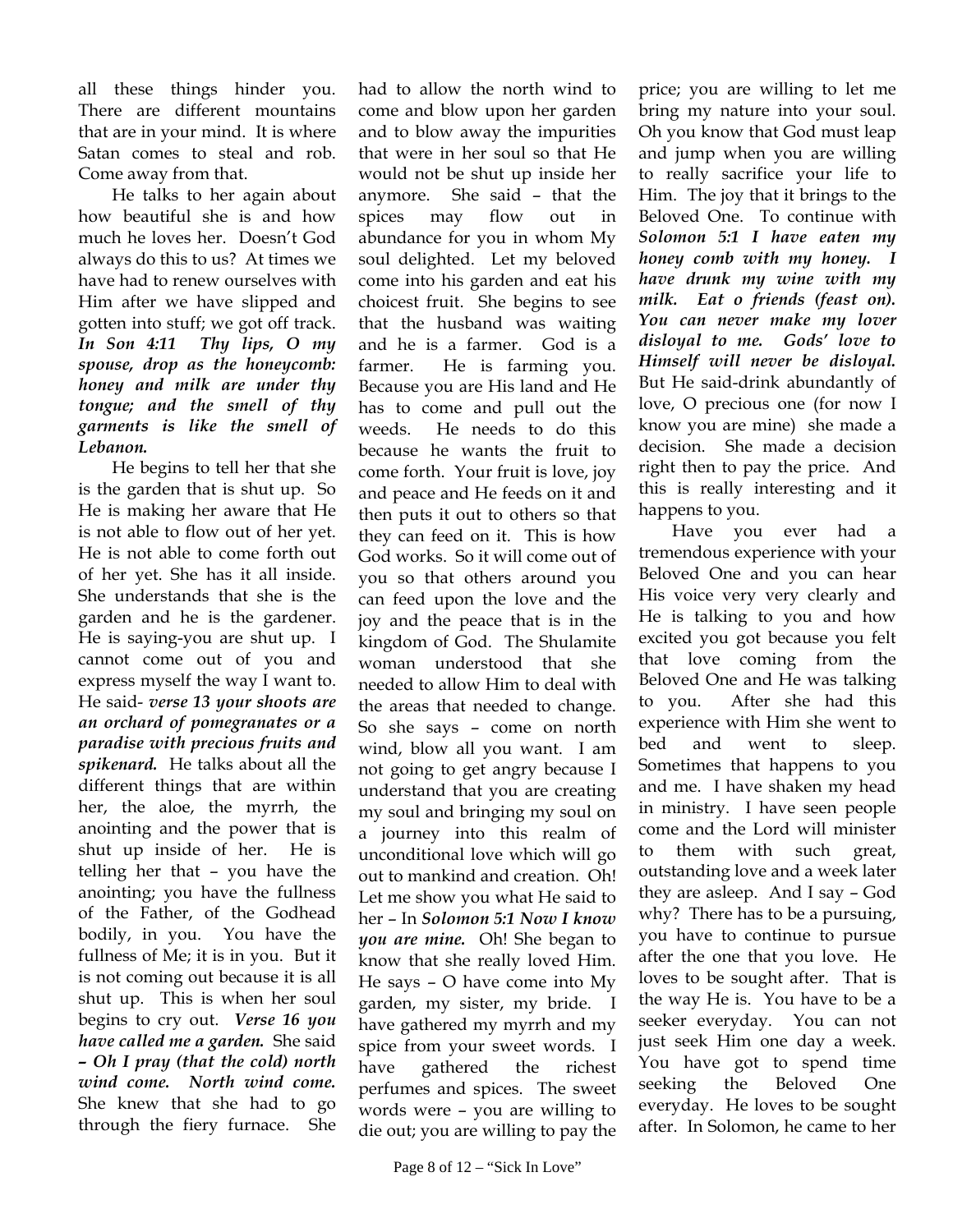all these things hinder you. There are different mountains that are in your mind. It is where Satan comes to steal and rob. Come away from that.

He talks to her again about how beautiful she is and how much he loves her. Doesn't God always do this to us? At times we have had to renew ourselves with Him after we have slipped and gotten into stuff; we got off track. ***In Son 4:11 Thy lips, O my spouse, drop as the honeycomb: honey and milk are under thy tongue; and the smell of thy garments is like the smell of Lebanon.***

He begins to tell her that she is the garden that is shut up. So He is making her aware that He is not able to flow out of her yet. He is not able to come forth out of her yet. She has it all inside. She understands that she is the garden and he is the gardener. He is saying-you are shut up. I cannot come out of you and express myself the way I want to. He said- ***verse 13 your shoots are an orchard of pomegranates or a paradise with precious fruits and spikenard.*** He talks about all the different things that are within her, the aloe, the myrrh, the anointing and the power that is shut up inside of her. He is telling her that – you have the anointing; you have the fullness of the Father, of the Godhead bodily, in you. You have the fullness of Me; it is in you. But it is not coming out because it is all shut up. This is when her soul begins to cry out. ***Verse 16 you have called me a garden.*** She said ***– Oh I pray (that the cold) north wind come. North wind come.*** She knew that she had to go through the fiery furnace. She had to allow the north wind to come and blow upon her garden and to blow away the impurities that were in her soul so that He would not be shut up inside her anymore. She said – that the spices may flow out in abundance for you in whom My soul delighted. Let my beloved come into his garden and eat his choicest fruit. She begins to see that the husband was waiting and he is a farmer. God is a farmer. He is farming you. Because you are His land and He has to come and pull out the weeds. He needs to do this because he wants the fruit to come forth. Your fruit is love, joy and peace and He feeds on it and then puts it out to others so that they can feed on it. This is how God works. So it will come out of you so that others around you can feed upon the love and the joy and the peace that is in the kingdom of God. The Shulamite woman understood that she needed to allow Him to deal with the areas that needed to change. So she says – come on north wind, blow all you want. I am not going to get angry because I understand that you are creating my soul and bringing my soul on a journey into this realm of unconditional love which will go out to mankind and creation. Oh! Let me show you what He said to her – In ***Solomon 5:1 Now I know you are mine.*** Oh! She began to know that she really loved Him. He says – O have come into My garden, my sister, my bride. I have gathered my myrrh and my spice from your sweet words. I have gathered the richest perfumes and spices. The sweet words were – you are willing to die out; you are willing to pay the price; you are willing to let me bring my nature into your soul. Oh you know that God must leap and jump when you are willing to really sacrifice your life to Him. The joy that it brings to the Beloved One. To continue with ***Solomon 5:1 I have eaten my honey comb with my honey. I have drunk my wine with my milk. Eat o friends (feast on). You can never make my lover disloyal to me. Gods' love to Himself will never be disloyal.*** But He said-drink abundantly of love, O precious one (for now I know you are mine) she made a decision. She made a decision right then to pay the price. And this is really interesting and it happens to you.

Have you ever had a tremendous experience with your Beloved One and you can hear His voice very very clearly and He is talking to you and how excited you got because you felt that love coming from the Beloved One and He was talking to you. After she had this experience with Him she went to bed and went to sleep. Sometimes that happens to you and me. I have shaken my head in ministry. I have seen people come and the Lord will minister to them with such great, outstanding love and a week later they are asleep. And I say – God why? There has to be a pursuing, you have to continue to pursue after the one that you love. He loves to be sought after. That is the way He is. You have to be a seeker everyday. You can not just seek Him one day a week. You have got to spend time seeking the Beloved One everyday. He loves to be sought after. In Solomon, he came to her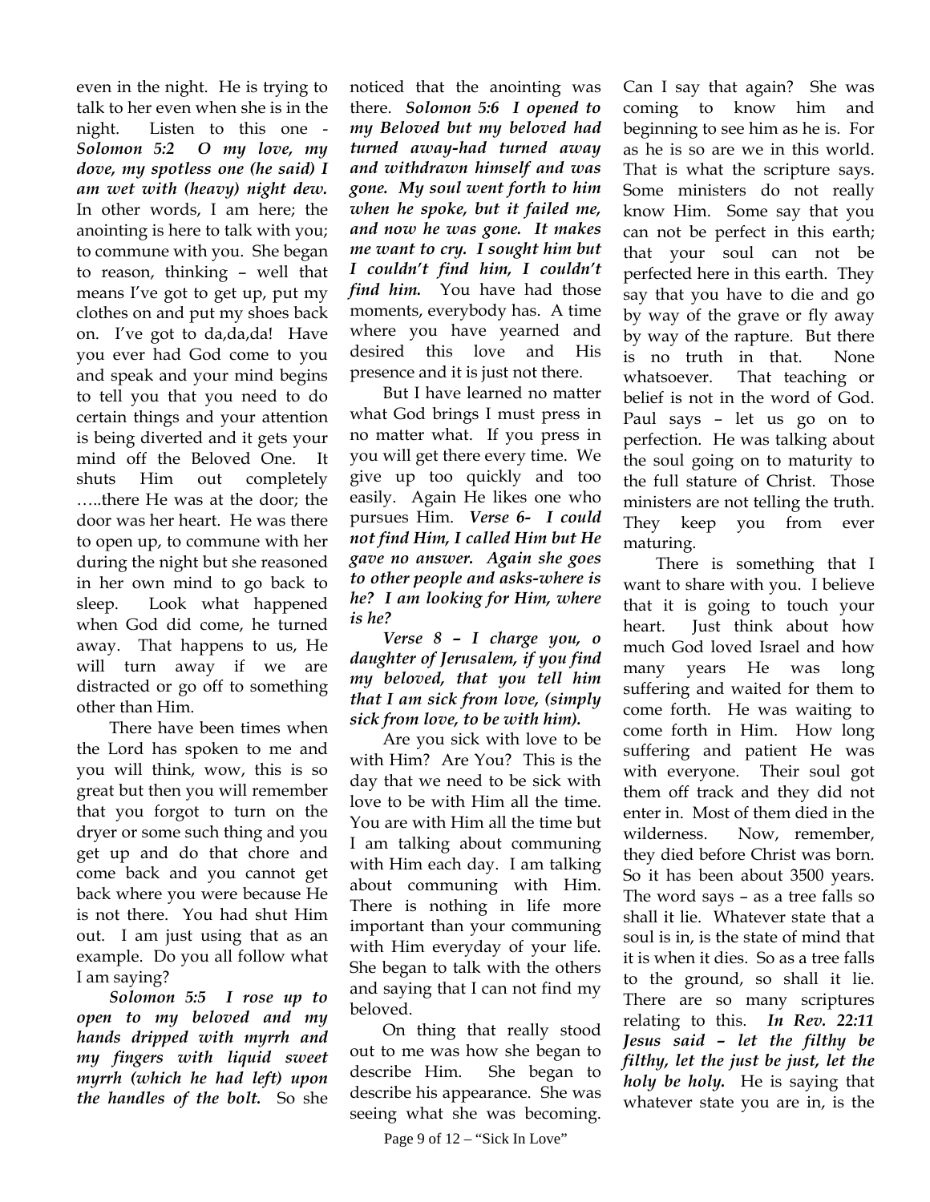even in the night. He is trying to talk to her even when she is in the night. Listen to this one - ***Solomon 5:2 O my love, my dove, my spotless one (he said) I am wet with (heavy) night dew.*** In other words, I am here; the anointing is here to talk with you; to commune with you. She began to reason, thinking – well that means I've got to get up, put my clothes on and put my shoes back on. I've got to da,da,da! Have you ever had God come to you and speak and your mind begins to tell you that you need to do certain things and your attention is being diverted and it gets your mind off the Beloved One. It shuts Him out completely …..there He was at the door; the door was her heart. He was there to open up, to commune with her during the night but she reasoned in her own mind to go back to sleep. Look what happened when God did come, he turned away. That happens to us, He will turn away if we are distracted or go off to something other than Him.

There have been times when the Lord has spoken to me and you will think, wow, this is so great but then you will remember that you forgot to turn on the dryer or some such thing and you get up and do that chore and come back and you cannot get back where you were because He is not there. You had shut Him out. I am just using that as an example. Do you all follow what I am saying?

***Solomon 5:5 I rose up to open to my beloved and my hands dripped with myrrh and my fingers with liquid sweet myrrh (which he had left) upon the handles of the bolt.*** So she noticed that the anointing was there. ***Solomon 5:6 I opened to my Beloved but my beloved had turned away-had turned away and withdrawn himself and was gone. My soul went forth to him when he spoke, but it failed me, and now he was gone. It makes me want to cry. I sought him but I couldn't find him, I couldn't find him.*** You have had those moments, everybody has. A time where you have yearned and desired this love and His presence and it is just not there.

But I have learned no matter what God brings I must press in no matter what. If you press in you will get there every time. We give up too quickly and too easily. Again He likes one who pursues Him. ***Verse 6- I could not find Him, I called Him but He gave no answer. Again she goes to other people and asks-where is he? I am looking for Him, where is he?***

***Verse 8 – I charge you, o daughter of Jerusalem, if you find my beloved, that you tell him that I am sick from love, (simply sick from love, to be with him).***

Are you sick with love to be with Him? Are You? This is the day that we need to be sick with love to be with Him all the time. You are with Him all the time but I am talking about communing with Him each day. I am talking about communing with Him. There is nothing in life more important than your communing with Him everyday of your life. She began to talk with the others and saying that I can not find my beloved.

On thing that really stood out to me was how she began to describe Him. She began to describe his appearance. She was seeing what she was becoming. Can I say that again? She was coming to know him and beginning to see him as he is. For as he is so are we in this world. That is what the scripture says. Some ministers do not really know Him. Some say that you can not be perfect in this earth; that your soul can not be perfected here in this earth. They say that you have to die and go by way of the grave or fly away by way of the rapture. But there is no truth in that. None whatsoever. That teaching or belief is not in the word of God. Paul says – let us go on to perfection. He was talking about the soul going on to maturity to the full stature of Christ. Those ministers are not telling the truth. They keep you from ever maturing.

There is something that I want to share with you. I believe that it is going to touch your heart. Just think about how much God loved Israel and how many years He was long suffering and waited for them to come forth. He was waiting to come forth in Him. How long suffering and patient He was with everyone. Their soul got them off track and they did not enter in. Most of them died in the wilderness. Now, remember, they died before Christ was born. So it has been about 3500 years. The word says – as a tree falls so shall it lie. Whatever state that a soul is in, is the state of mind that it is when it dies. So as a tree falls to the ground, so shall it lie. There are so many scriptures relating to this. ***In Rev. 22:11 Jesus said – let the filthy be filthy, let the just be just, let the holy be holy.*** He is saying that whatever state you are in, is the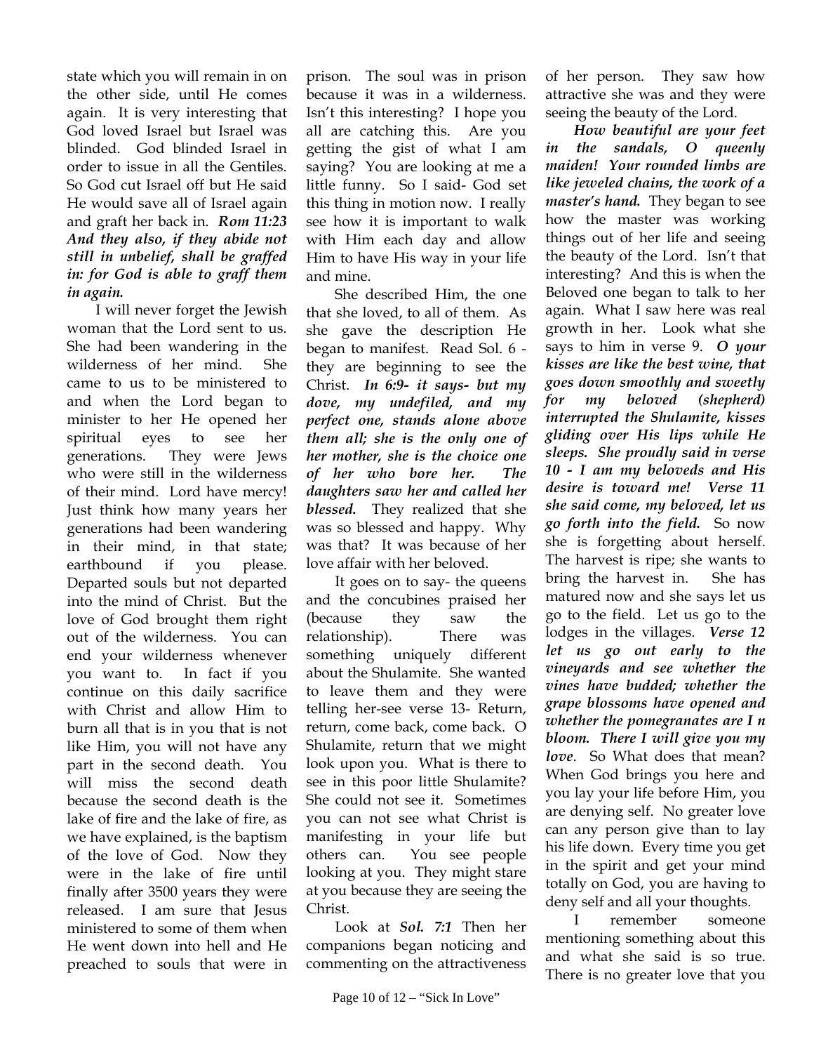state which you will remain in on the other side, until He comes again. It is very interesting that God loved Israel but Israel was blinded. God blinded Israel in order to issue in all the Gentiles. So God cut Israel off but He said He would save all of Israel again and graft her back in. ***Rom 11:23 And they also, if they abide not still in unbelief, shall be graffed in: for God is able to graff them in again.***

I will never forget the Jewish woman that the Lord sent to us. She had been wandering in the wilderness of her mind. She came to us to be ministered to and when the Lord began to minister to her He opened her spiritual eyes to see her generations. They were Jews who were still in the wilderness of their mind. Lord have mercy! Just think how many years her generations had been wandering in their mind, in that state; earthbound if you please. Departed souls but not departed into the mind of Christ. But the love of God brought them right out of the wilderness. You can end your wilderness whenever you want to. In fact if you continue on this daily sacrifice with Christ and allow Him to burn all that is in you that is not like Him, you will not have any part in the second death. You will miss the second death because the second death is the lake of fire and the lake of fire, as we have explained, is the baptism of the love of God. Now they were in the lake of fire until finally after 3500 years they were released. I am sure that Jesus ministered to some of them when He went down into hell and He preached to souls that were in prison. The soul was in prison because it was in a wilderness. Isn't this interesting? I hope you all are catching this. Are you getting the gist of what I am saying? You are looking at me a little funny. So I said- God set this thing in motion now. I really see how it is important to walk with Him each day and allow Him to have His way in your life and mine.

She described Him, the one that she loved, to all of them. As she gave the description He began to manifest. Read Sol. 6 - they are beginning to see the Christ. ***In 6:9- it says- but my dove, my undefiled, and my perfect one, stands alone above them all; she is the only one of her mother, she is the choice one of her who bore her. The daughters saw her and called her blessed.*** They realized that she was so blessed and happy. Why was that? It was because of her love affair with her beloved.

It goes on to say- the queens and the concubines praised her (because they saw the relationship). There was something uniquely different about the Shulamite. She wanted to leave them and they were telling her-see verse 13- Return, return, come back, come back. O Shulamite, return that we might look upon you. What is there to see in this poor little Shulamite? She could not see it. Sometimes you can not see what Christ is manifesting in your life but others can. You see people looking at you. They might stare at you because they are seeing the Christ.

Look at ***Sol. 7:1*** Then her companions began noticing and commenting on the attractiveness of her person. They saw how attractive she was and they were seeing the beauty of the Lord.

***How beautiful are your feet in the sandals, O queenly maiden! Your rounded limbs are like jeweled chains, the work of a master's hand.*** They began to see how the master was working things out of her life and seeing the beauty of the Lord. Isn't that interesting? And this is when the Beloved one began to talk to her again. What I saw here was real growth in her. Look what she says to him in verse 9. ***O your kisses are like the best wine, that goes down smoothly and sweetly for my beloved (shepherd) interrupted the Shulamite, kisses gliding over His lips while He sleeps. She proudly said in verse 10 - I am my beloveds and His desire is toward me! Verse 11 she said come, my beloved, let us go forth into the field.*** So now she is forgetting about herself. The harvest is ripe; she wants to bring the harvest in. She has matured now and she says let us go to the field. Let us go to the lodges in the villages. ***Verse 12 let us go out early to the vineyards and see whether the vines have budded; whether the grape blossoms have opened and whether the pomegranates are I n bloom. There I will give you my love***. So What does that mean? When God brings you here and you lay your life before Him, you are denying self. No greater love can any person give than to lay his life down. Every time you get in the spirit and get your mind totally on God, you are having to deny self and all your thoughts.

I remember someone mentioning something about this and what she said is so true. There is no greater love that you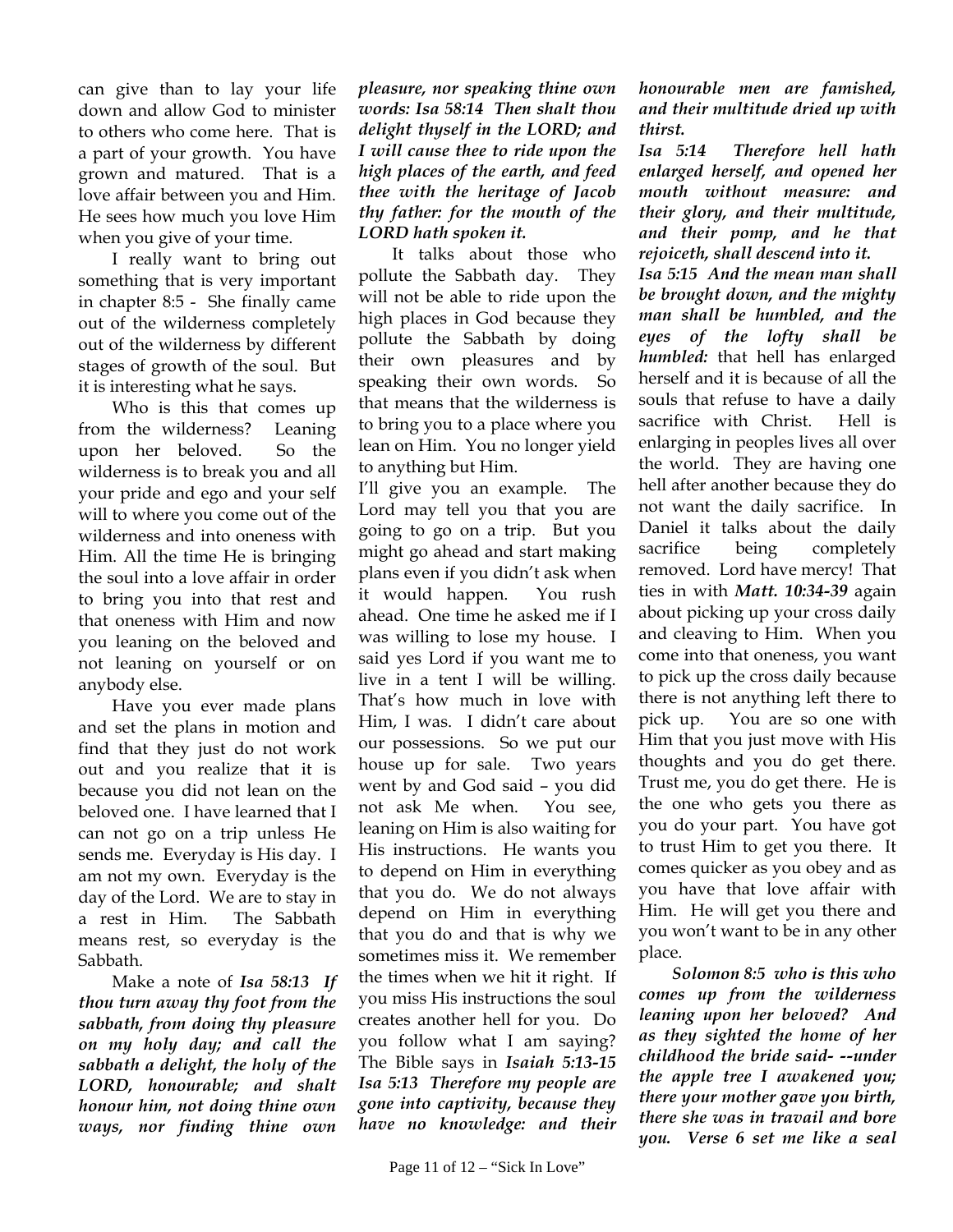can give than to lay your life down and allow God to minister to others who come here. That is a part of your growth. You have grown and matured. That is a love affair between you and Him. He sees how much you love Him when you give of your time.

I really want to bring out something that is very important in chapter 8:5 - She finally came out of the wilderness completely out of the wilderness by different stages of growth of the soul. But it is interesting what he says.

Who is this that comes up from the wilderness? Leaning upon her beloved. So the wilderness is to break you and all your pride and ego and your self will to where you come out of the wilderness and into oneness with Him. All the time He is bringing the soul into a love affair in order to bring you into that rest and that oneness with Him and now you leaning on the beloved and not leaning on yourself or on anybody else.

Have you ever made plans and set the plans in motion and find that they just do not work out and you realize that it is because you did not lean on the beloved one. I have learned that I can not go on a trip unless He sends me. Everyday is His day. I am not my own. Everyday is the day of the Lord. We are to stay in a rest in Him. The Sabbath means rest, so everyday is the Sabbath.

Make a note of ***Isa 58:13 If thou turn away thy foot from the sabbath, from doing thy pleasure on my holy day; and call the sabbath a delight, the holy of the LORD, honourable; and shalt honour him, not doing thine own ways, nor finding thine own pleasure, nor speaking thine own words: Isa 58:14 Then shalt thou delight thyself in the LORD; and I will cause thee to ride upon the high places of the earth, and feed thee with the heritage of Jacob thy father: for the mouth of the LORD hath spoken it.***

It talks about those who pollute the Sabbath day. They will not be able to ride upon the high places in God because they pollute the Sabbath by doing their own pleasures and by speaking their own words. So that means that the wilderness is to bring you to a place where you lean on Him. You no longer yield to anything but Him.

I'll give you an example. The Lord may tell you that you are going to go on a trip. But you might go ahead and start making plans even if you didn't ask when it would happen. You rush ahead. One time he asked me if I was willing to lose my house. I said yes Lord if you want me to live in a tent I will be willing. That's how much in love with Him, I was. I didn't care about our possessions. So we put our house up for sale. Two years went by and God said – you did not ask Me when. You see, leaning on Him is also waiting for His instructions. He wants you to depend on Him in everything that you do. We do not always depend on Him in everything that you do and that is why we sometimes miss it. We remember the times when we hit it right. If you miss His instructions the soul creates another hell for you. Do you follow what I am saying? The Bible says in ***Isaiah 5:13-15 Isa 5:13 Therefore my people are gone into captivity, because they have no knowledge: and their honourable men are famished, and their multitude dried up with thirst.***

***Isa 5:14 Therefore hell hath enlarged herself, and opened her mouth without measure: and their glory, and their multitude, and their pomp, and he that rejoiceth, shall descend into it.***

***Isa 5:15 And the mean man shall be brought down, and the mighty man shall be humbled, and the eyes of the lofty shall be humbled:*** that hell has enlarged herself and it is because of all the souls that refuse to have a daily sacrifice with Christ. Hell is enlarging in peoples lives all over the world. They are having one hell after another because they do not want the daily sacrifice. In Daniel it talks about the daily sacrifice being completely removed. Lord have mercy! That ties in with ***Matt. 10:34-39*** again about picking up your cross daily and cleaving to Him. When you come into that oneness, you want to pick up the cross daily because there is not anything left there to pick up. You are so one with Him that you just move with His thoughts and you do get there. Trust me, you do get there. He is the one who gets you there as you do your part. You have got to trust Him to get you there. It comes quicker as you obey and as you have that love affair with Him. He will get you there and you won't want to be in any other place.

***Solomon 8:5 who is this who comes up from the wilderness leaning upon her beloved? And as they sighted the home of her childhood the bride said- --under the apple tree I awakened you; there your mother gave you birth, there she was in travail and bore you. Verse 6 set me like a seal***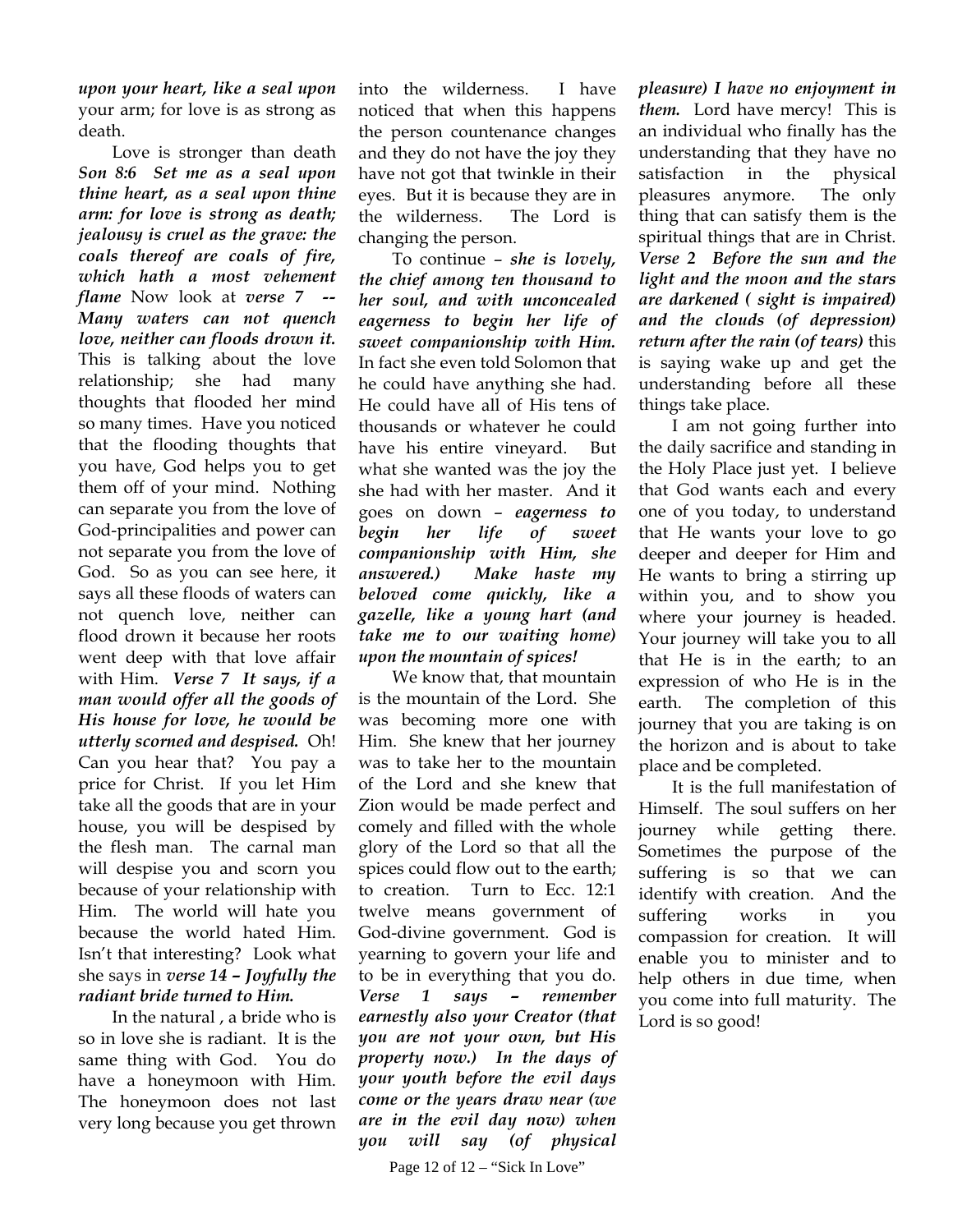***upon your heart, like a seal upon*** your arm; for love is as strong as death.

Love is stronger than death ***Son 8:6 Set me as a seal upon thine heart, as a seal upon thine arm: for love is strong as death; jealousy is cruel as the grave: the coals thereof are coals of fire, which hath a most vehement flame*** Now look at ***verse 7 -- Many waters can not quench love, neither can floods drown it.*** This is talking about the love relationship; she had many thoughts that flooded her mind so many times. Have you noticed that the flooding thoughts that you have, God helps you to get them off of your mind. Nothing can separate you from the love of God-principalities and power can not separate you from the love of God. So as you can see here, it says all these floods of waters can not quench love, neither can flood drown it because her roots went deep with that love affair with Him. ***Verse 7 It says, if a man would offer all the goods of His house for love, he would be utterly scorned and despised.*** Oh! Can you hear that? You pay a price for Christ. If you let Him take all the goods that are in your house, you will be despised by the flesh man. The carnal man will despise you and scorn you because of your relationship with Him. The world will hate you because the world hated Him. Isn't that interesting? Look what she says in ***verse 14 – Joyfully the radiant bride turned to Him.***

In the natural , a bride who is so in love she is radiant. It is the same thing with God. You do have a honeymoon with Him. The honeymoon does not last very long because you get thrown into the wilderness. I have noticed that when this happens the person countenance changes and they do not have the joy they have not got that twinkle in their eyes. But it is because they are in the wilderness. The Lord is changing the person.

To continue – ***she is lovely, the chief among ten thousand to her soul, and with unconcealed eagerness to begin her life of sweet companionship with Him.*** In fact she even told Solomon that he could have anything she had. He could have all of His tens of thousands or whatever he could have his entire vineyard. But what she wanted was the joy the she had with her master. And it goes on down – ***eagerness to begin her life of sweet companionship with Him, she answered.) Make haste my beloved come quickly, like a gazelle, like a young hart (and take me to our waiting home) upon the mountain of spices!***

We know that, that mountain is the mountain of the Lord. She was becoming more one with Him. She knew that her journey was to take her to the mountain of the Lord and she knew that Zion would be made perfect and comely and filled with the whole glory of the Lord so that all the spices could flow out to the earth; to creation. Turn to Ecc. 12:1 twelve means government of God-divine government. God is yearning to govern your life and to be in everything that you do. ***Verse 1 says – remember earnestly also your Creator (that you are not your own, but His property now.) In the days of your youth before the evil days come or the years draw near (we are in the evil day now) when you will say (of physical pleasure) I have no enjoyment in them.*** Lord have mercy! This is an individual who finally has the understanding that they have no satisfaction in the physical pleasures anymore. The only thing that can satisfy them is the spiritual things that are in Christ. ***Verse 2 Before the sun and the light and the moon and the stars are darkened ( sight is impaired) and the clouds (of depression) return after the rain (of tears)*** this is saying wake up and get the understanding before all these things take place.

I am not going further into the daily sacrifice and standing in the Holy Place just yet. I believe that God wants each and every one of you today, to understand that He wants your love to go deeper and deeper for Him and He wants to bring a stirring up within you, and to show you where your journey is headed. Your journey will take you to all that He is in the earth; to an expression of who He is in the earth. The completion of this journey that you are taking is on the horizon and is about to take place and be completed.

It is the full manifestation of Himself. The soul suffers on her journey while getting there. Sometimes the purpose of the suffering is so that we can identify with creation. And the suffering works in you compassion for creation. It will enable you to minister and to help others in due time, when you come into full maturity. The Lord is so good!